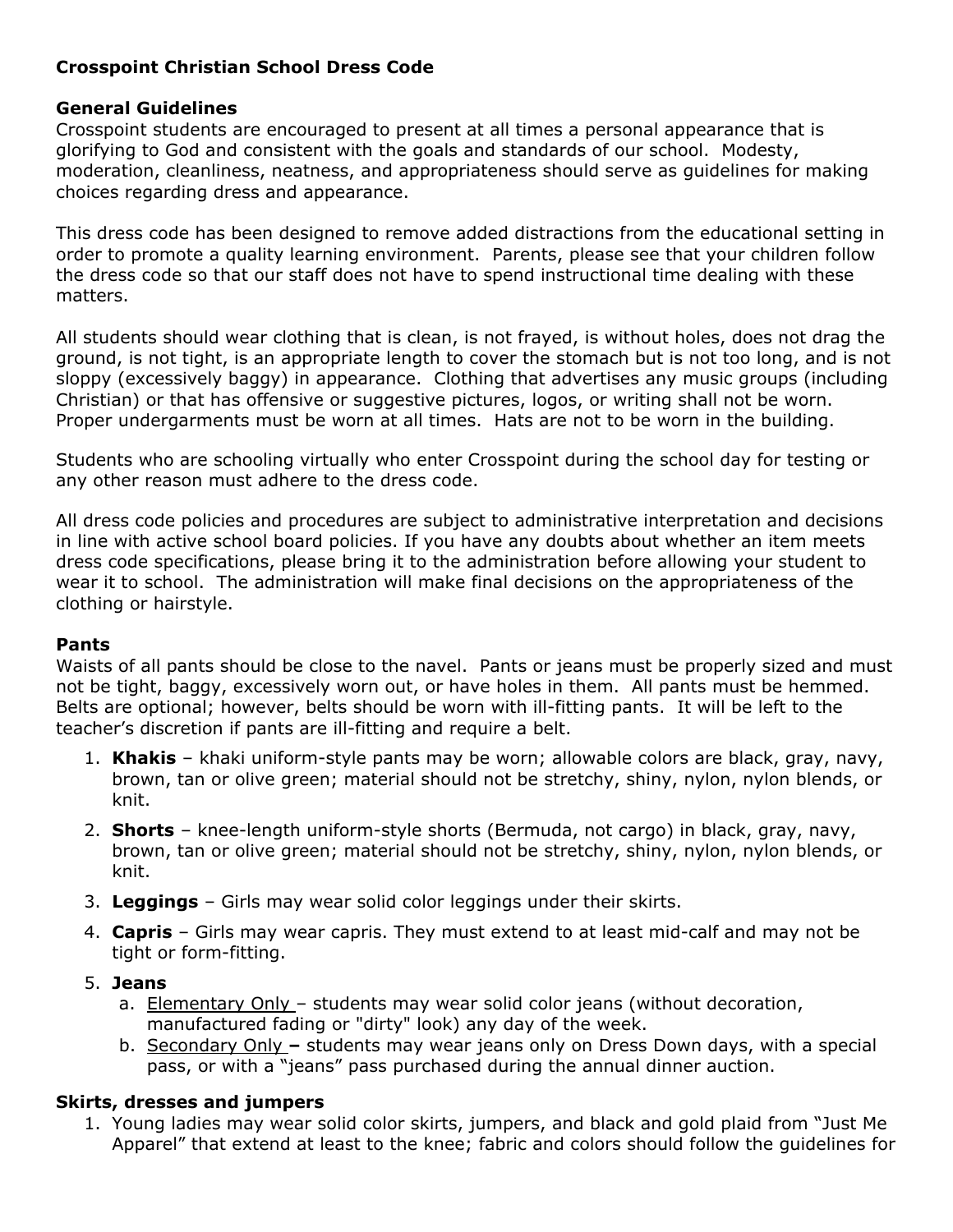**Crosspoint Christian School Dress Code**

**General Guidelines**

Crosspoint students are encouraged to present at all times a personal appearance that is glorifying to God and consistent with the goals and standards of our school. Modesty, moderation, cleanliness, neatness, and appropriateness should serve as guidelines for making choices regarding dress and appearance.

This dress code has been designed to remove added distractions from the educational setting in order to promote a quality learning environment. Parents, please see that your children follow the dress code so that our staff does not have to spend instructional time dealing with these matters.

All students should wear clothing that is clean, is not frayed, is without holes, does not drag the ground, is not tight, is an appropriate length to cover the stomach but is not too long, and is not sloppy (excessively baggy) in appearance. Clothing that advertises any music groups (including Christian) or that has offensive or suggestive pictures, logos, or writing shall not be worn. Proper undergarments must be worn at all times. Hats are not to be worn in the building.

Students who are schooling virtually who enter Crosspoint during the school day for testing or any other reason must adhere to the dress code.

All dress code policies and procedures are subject to administrative interpretation and decisions in line with active school board policies. If you have any doubts about whether an item meets dress code specifications, please bring it to the administration before allowing your student to wear it to school. The administration will make final decisions on the appropriateness of the clothing or hairstyle.

**Pants**

Waists of all pants should be close to the navel. Pants or jeans must be properly sized and must not be tight, baggy, excessively worn out, or have holes in them. All pants must be hemmed. Belts are optional; however, belts should be worn with ill-fitting pants. It will be left to the teacher's discretion if pants are ill-fitting and require a belt.

1. **Khakis** – khaki uniform-style pants may be worn; allowable colors are black, gray, navy, brown, tan or olive green; material should not be stretchy, shiny, nylon, nylon blends, or knit.
2. **Shorts** – knee-length uniform-style shorts (Bermuda, not cargo) in black, gray, navy, brown, tan or olive green; material should not be stretchy, shiny, nylon, nylon blends, or knit.
3. **Leggings** – Girls may wear solid color leggings under their skirts.
4. **Capris** – Girls may wear capris. They must extend to at least mid-calf and may not be tight or form-fitting.
5. **Jeans**
   a. Elementary Only – students may wear solid color jeans (without decoration, manufactured fading or "dirty" look) any day of the week.
   b. Secondary Only **–** students may wear jeans only on Dress Down days, with a special pass, or with a "jeans" pass purchased during the annual dinner auction.

**Skirts, dresses and jumpers**

1. Young ladies may wear solid color skirts, jumpers, and black and gold plaid from "Just Me Apparel" that extend at least to the knee; fabric and colors should follow the guidelines for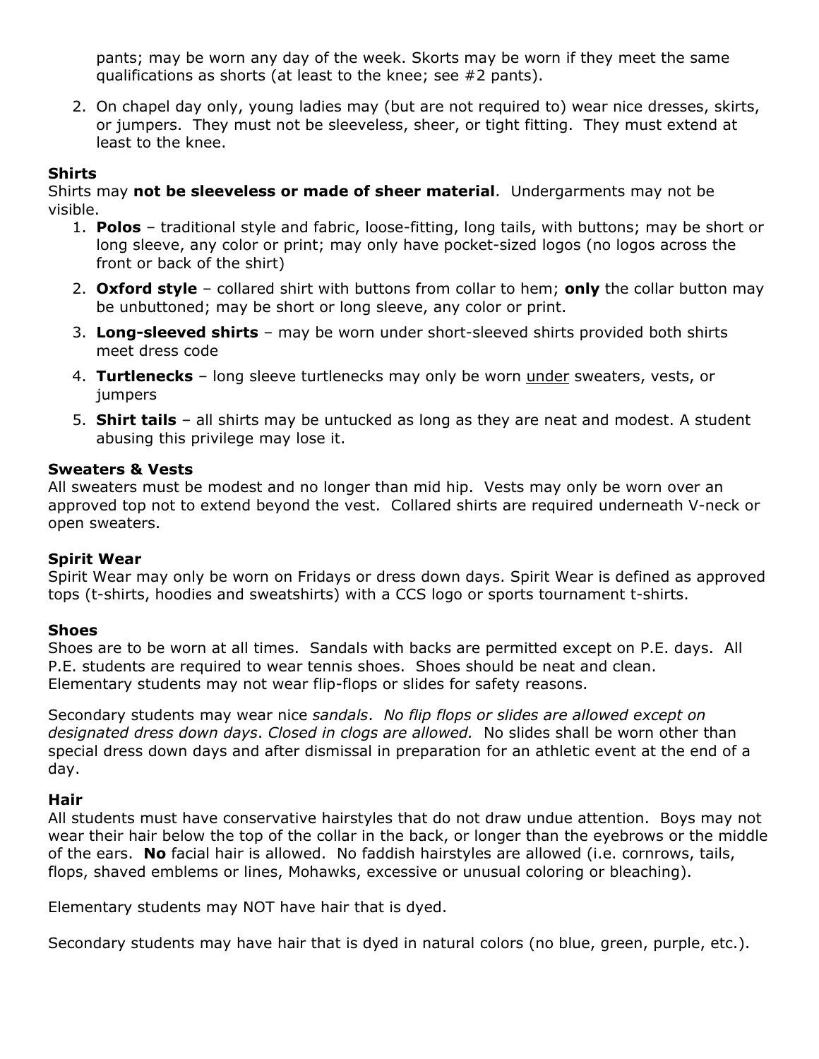pants; may be worn any day of the week. Skorts may be worn if they meet the same qualifications as shorts (at least to the knee; see #2 pants).

2. On chapel day only, young ladies may (but are not required to) wear nice dresses, skirts, or jumpers. They must not be sleeveless, sheer, or tight fitting. They must extend at least to the knee.

**Shirts**

Shirts may **not be sleeveless or made of sheer material**. Undergarments may not be visible.

1. **Polos** – traditional style and fabric, loose-fitting, long tails, with buttons; may be short or long sleeve, any color or print; may only have pocket-sized logos (no logos across the front or back of the shirt)
2. **Oxford style** – collared shirt with buttons from collar to hem; **only** the collar button may be unbuttoned; may be short or long sleeve, any color or print.
3. **Long-sleeved shirts** – may be worn under short-sleeved shirts provided both shirts meet dress code
4. **Turtlenecks** – long sleeve turtlenecks may only be worn <u>under</u> sweaters, vests, or jumpers
5. **Shirt tails** – all shirts may be untucked as long as they are neat and modest. A student abusing this privilege may lose it.

**Sweaters & Vests**

All sweaters must be modest and no longer than mid hip. Vests may only be worn over an approved top not to extend beyond the vest. Collared shirts are required underneath V-neck or open sweaters.

**Spirit Wear**

Spirit Wear may only be worn on Fridays or dress down days. Spirit Wear is defined as approved tops (t-shirts, hoodies and sweatshirts) with a CCS logo or sports tournament t-shirts.

**Shoes**

Shoes are to be worn at all times. Sandals with backs are permitted except on P.E. days. All P.E. students are required to wear tennis shoes. Shoes should be neat and clean. Elementary students may not wear flip-flops or slides for safety reasons.

Secondary students may wear nice *sandals*. *No flip flops or slides are allowed except on designated dress down days*. *Closed in clogs are allowed.* No slides shall be worn other than special dress down days and after dismissal in preparation for an athletic event at the end of a day.

**Hair**

All students must have conservative hairstyles that do not draw undue attention. Boys may not wear their hair below the top of the collar in the back, or longer than the eyebrows or the middle of the ears. **No** facial hair is allowed. No faddish hairstyles are allowed (i.e. cornrows, tails, flops, shaved emblems or lines, Mohawks, excessive or unusual coloring or bleaching).

Elementary students may NOT have hair that is dyed.

Secondary students may have hair that is dyed in natural colors (no blue, green, purple, etc.).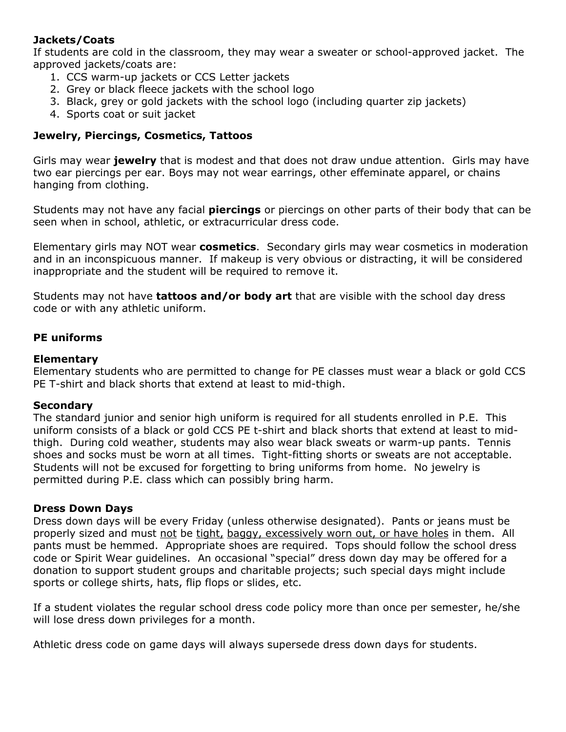**Jackets/Coats**

If students are cold in the classroom, they may wear a sweater or school-approved jacket. The approved jackets/coats are:

1. CCS warm-up jackets or CCS Letter jackets
2. Grey or black fleece jackets with the school logo
3. Black, grey or gold jackets with the school logo (including quarter zip jackets)
4. Sports coat or suit jacket

**Jewelry, Piercings, Cosmetics, Tattoos**

Girls may wear **jewelry** that is modest and that does not draw undue attention. Girls may have two ear piercings per ear. Boys may not wear earrings, other effeminate apparel, or chains hanging from clothing.

Students may not have any facial **piercings** or piercings on other parts of their body that can be seen when in school, athletic, or extracurricular dress code.

Elementary girls may NOT wear **cosmetics**. Secondary girls may wear cosmetics in moderation and in an inconspicuous manner. If makeup is very obvious or distracting, it will be considered inappropriate and the student will be required to remove it.

Students may not have **tattoos and/or body art** that are visible with the school day dress code or with any athletic uniform.

**PE uniforms**

**Elementary**

Elementary students who are permitted to change for PE classes must wear a black or gold CCS PE T-shirt and black shorts that extend at least to mid-thigh.

**Secondary**

The standard junior and senior high uniform is required for all students enrolled in P.E. This uniform consists of a black or gold CCS PE t-shirt and black shorts that extend at least to mid-thigh. During cold weather, students may also wear black sweats or warm-up pants. Tennis shoes and socks must be worn at all times. Tight-fitting shorts or sweats are not acceptable. Students will not be excused for forgetting to bring uniforms from home. No jewelry is permitted during P.E. class which can possibly bring harm.

**Dress Down Days**

Dress down days will be every Friday (unless otherwise designated). Pants or jeans must be properly sized and must not be tight, baggy, excessively worn out, or have holes in them. All pants must be hemmed. Appropriate shoes are required. Tops should follow the school dress code or Spirit Wear guidelines. An occasional "special" dress down day may be offered for a donation to support student groups and charitable projects; such special days might include sports or college shirts, hats, flip flops or slides, etc.

If a student violates the regular school dress code policy more than once per semester, he/she will lose dress down privileges for a month.

Athletic dress code on game days will always supersede dress down days for students.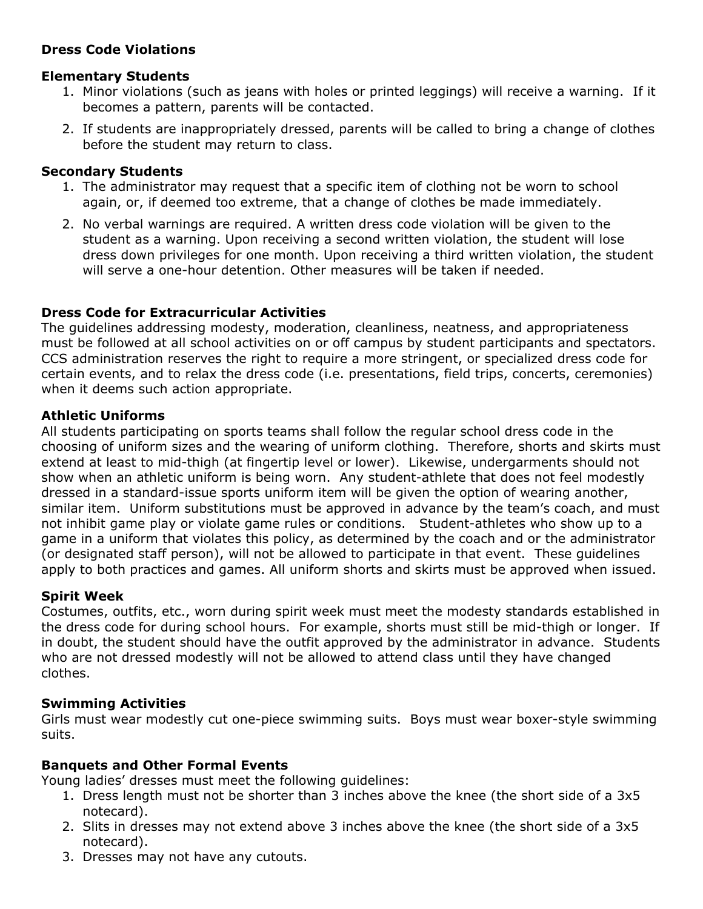**Dress Code Violations**

**Elementary Students**

1. Minor violations (such as jeans with holes or printed leggings) will receive a warning. If it becomes a pattern, parents will be contacted.
2. If students are inappropriately dressed, parents will be called to bring a change of clothes before the student may return to class.

**Secondary Students**

1. The administrator may request that a specific item of clothing not be worn to school again, or, if deemed too extreme, that a change of clothes be made immediately.
2. No verbal warnings are required. A written dress code violation will be given to the student as a warning. Upon receiving a second written violation, the student will lose dress down privileges for one month. Upon receiving a third written violation, the student will serve a one-hour detention. Other measures will be taken if needed.

**Dress Code for Extracurricular Activities**

The guidelines addressing modesty, moderation, cleanliness, neatness, and appropriateness must be followed at all school activities on or off campus by student participants and spectators. CCS administration reserves the right to require a more stringent, or specialized dress code for certain events, and to relax the dress code (i.e. presentations, field trips, concerts, ceremonies) when it deems such action appropriate.

**Athletic Uniforms**

All students participating on sports teams shall follow the regular school dress code in the choosing of uniform sizes and the wearing of uniform clothing. Therefore, shorts and skirts must extend at least to mid-thigh (at fingertip level or lower). Likewise, undergarments should not show when an athletic uniform is being worn. Any student-athlete that does not feel modestly dressed in a standard-issue sports uniform item will be given the option of wearing another, similar item. Uniform substitutions must be approved in advance by the team's coach, and must not inhibit game play or violate game rules or conditions. Student-athletes who show up to a game in a uniform that violates this policy, as determined by the coach and or the administrator (or designated staff person), will not be allowed to participate in that event. These guidelines apply to both practices and games. All uniform shorts and skirts must be approved when issued.

**Spirit Week**

Costumes, outfits, etc., worn during spirit week must meet the modesty standards established in the dress code for during school hours. For example, shorts must still be mid-thigh or longer. If in doubt, the student should have the outfit approved by the administrator in advance. Students who are not dressed modestly will not be allowed to attend class until they have changed clothes.

**Swimming Activities**

Girls must wear modestly cut one-piece swimming suits. Boys must wear boxer-style swimming suits.

**Banquets and Other Formal Events**

Young ladies' dresses must meet the following guidelines:

1. Dress length must not be shorter than 3 inches above the knee (the short side of a 3x5 notecard).
2. Slits in dresses may not extend above 3 inches above the knee (the short side of a 3x5 notecard).
3. Dresses may not have any cutouts.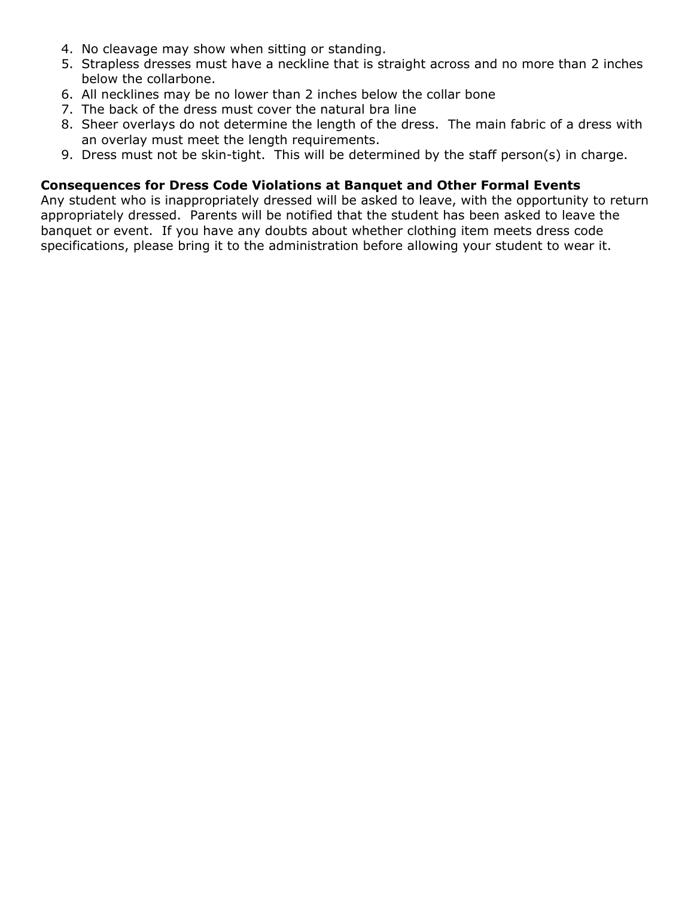4. No cleavage may show when sitting or standing.
5. Strapless dresses must have a neckline that is straight across and no more than 2 inches below the collarbone.
6. All necklines may be no lower than 2 inches below the collar bone
7. The back of the dress must cover the natural bra line
8. Sheer overlays do not determine the length of the dress. The main fabric of a dress with an overlay must meet the length requirements.
9. Dress must not be skin-tight. This will be determined by the staff person(s) in charge.

**Consequences for Dress Code Violations at Banquet and Other Formal Events**

Any student who is inappropriately dressed will be asked to leave, with the opportunity to return appropriately dressed. Parents will be notified that the student has been asked to leave the banquet or event. If you have any doubts about whether clothing item meets dress code specifications, please bring it to the administration before allowing your student to wear it.